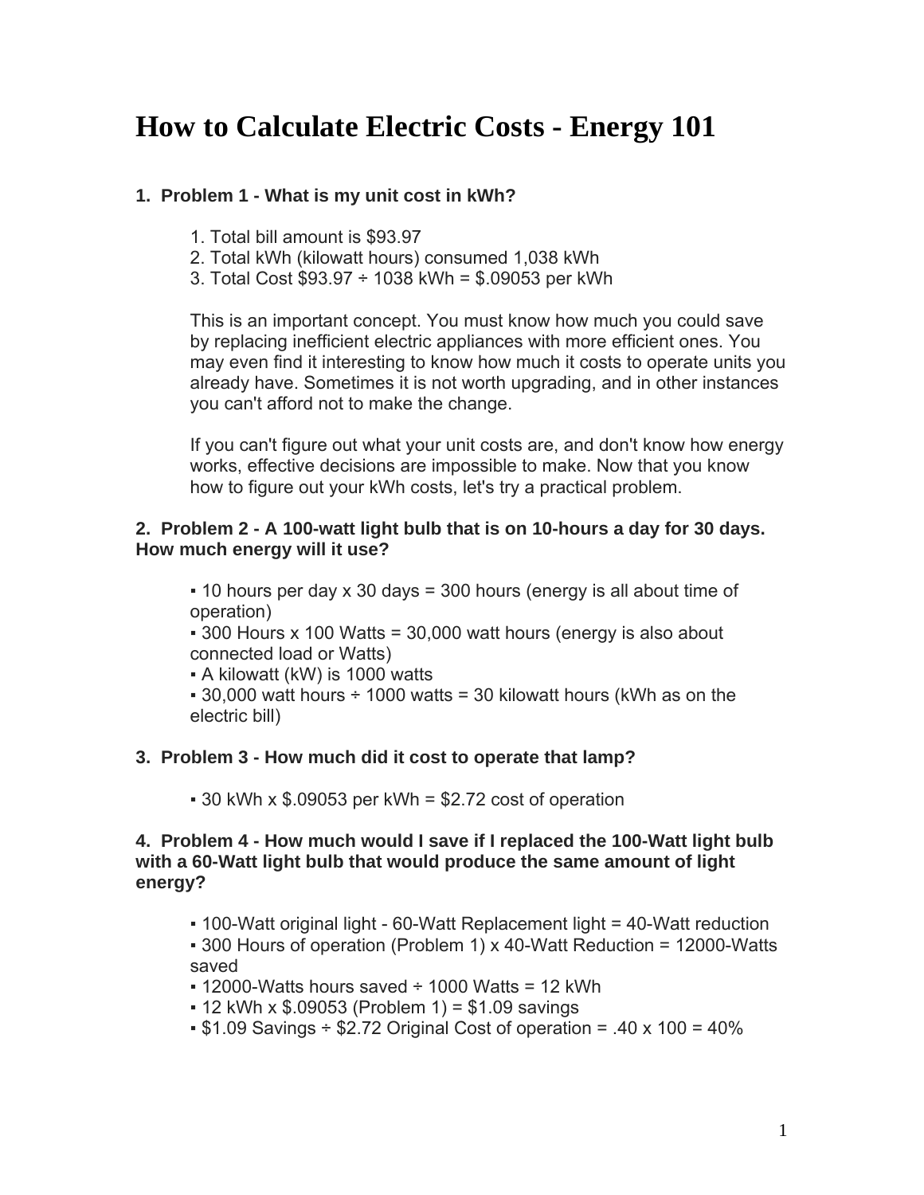# How to Calculate Electric Costs - Energy 101

1. **Problem 1 - What is my unit cost in kWh?**

    1. Total bill amount is $93.97
    2. Total kWh (kilowatt hours) consumed 1,038 kWh
    3. Total Cost $93.97 ÷ 1038 kWh = $.09053 per kWh

    This is an important concept. You must know how much you could save by replacing inefficient electric appliances with more efficient ones. You may even find it interesting to know how much it costs to operate units you already have. Sometimes it is not worth upgrading, and in other instances you can't afford not to make the change.

    If you can't figure out what your unit costs are, and don't know how energy works, effective decisions are impossible to make. Now that you know how to figure out your kWh costs, let's try a practical problem.

2. **Problem 2 - A 100-watt light bulb that is on 10-hours a day for 30 days. How much energy will it use?**

    ▪ 10 hours per day x 30 days = 300 hours (energy is all about time of operation)
    ▪ 300 Hours x 100 Watts = 30,000 watt hours (energy is also about connected load or Watts)
    ▪ A kilowatt (kW) is 1000 watts
    ▪ 30,000 watt hours ÷ 1000 watts = 30 kilowatt hours (kWh as on the electric bill)

3. **Problem 3 - How much did it cost to operate that lamp?**

    ▪ 30 kWh x $.09053 per kWh = $2.72 cost of operation

4. **Problem 4 - How much would I save if I replaced the 100-Watt light bulb with a 60-Watt light bulb that would produce the same amount of light energy?**

    ▪ 100-Watt original light - 60-Watt Replacement light = 40-Watt reduction
    ▪ 300 Hours of operation (Problem 1) x 40-Watt Reduction = 12000-Watts saved
    ▪ 12000-Watts hours saved ÷ 1000 Watts = 12 kWh
    ▪ 12 kWh x $.09053 (Problem 1) = $1.09 savings
    ▪ $1.09 Savings ÷ $2.72 Original Cost of operation = .40 x 100 = 40%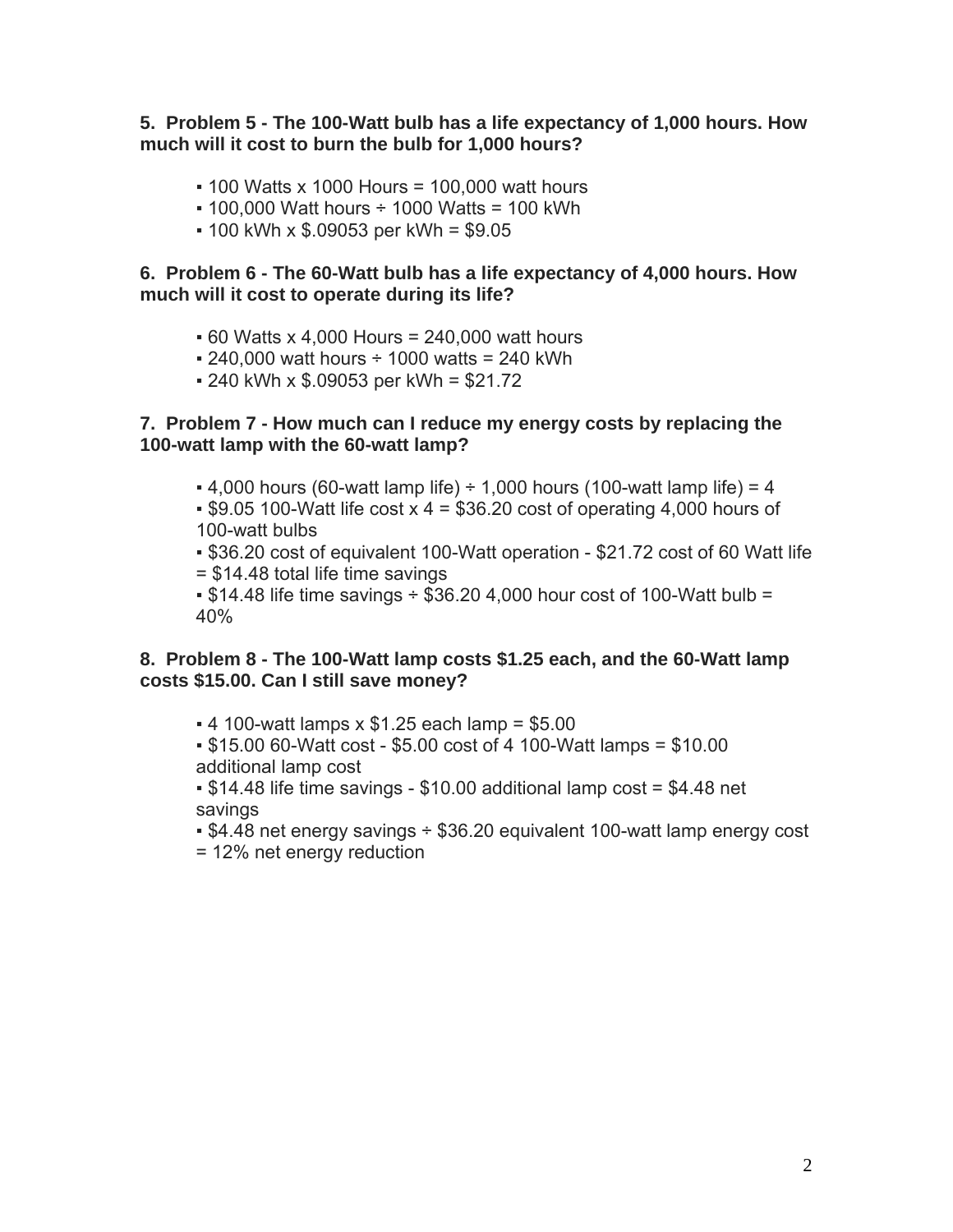**5. Problem 5 - The 100-Watt bulb has a life expectancy of 1,000 hours. How much will it cost to burn the bulb for 1,000 hours?**

- 100 Watts x 1000 Hours = 100,000 watt hours
- 100,000 Watt hours ÷ 1000 Watts = 100 kWh
- 100 kWh x $.09053 per kWh = $9.05

**6. Problem 6 - The 60-Watt bulb has a life expectancy of 4,000 hours. How much will it cost to operate during its life?**

- 60 Watts x 4,000 Hours = 240,000 watt hours
- 240,000 watt hours ÷ 1000 watts = 240 kWh
- 240 kWh x $.09053 per kWh = $21.72

**7. Problem 7 - How much can I reduce my energy costs by replacing the 100-watt lamp with the 60-watt lamp?**

- 4,000 hours (60-watt lamp life) ÷ 1,000 hours (100-watt lamp life) = 4
- $9.05 100-Watt life cost x 4 = $36.20 cost of operating 4,000 hours of 100-watt bulbs
- $36.20 cost of equivalent 100-Watt operation - $21.72 cost of 60 Watt life = $14.48 total life time savings
- $14.48 life time savings ÷ $36.20 4,000 hour cost of 100-Watt bulb = 40%

**8. Problem 8 - The 100-Watt lamp costs $1.25 each, and the 60-Watt lamp costs $15.00. Can I still save money?**

- 4 100-watt lamps x $1.25 each lamp = $5.00
- $15.00 60-Watt cost - $5.00 cost of 4 100-Watt lamps = $10.00 additional lamp cost
- $14.48 life time savings - $10.00 additional lamp cost = $4.48 net savings
- $4.48 net energy savings ÷ $36.20 equivalent 100-watt lamp energy cost = 12% net energy reduction